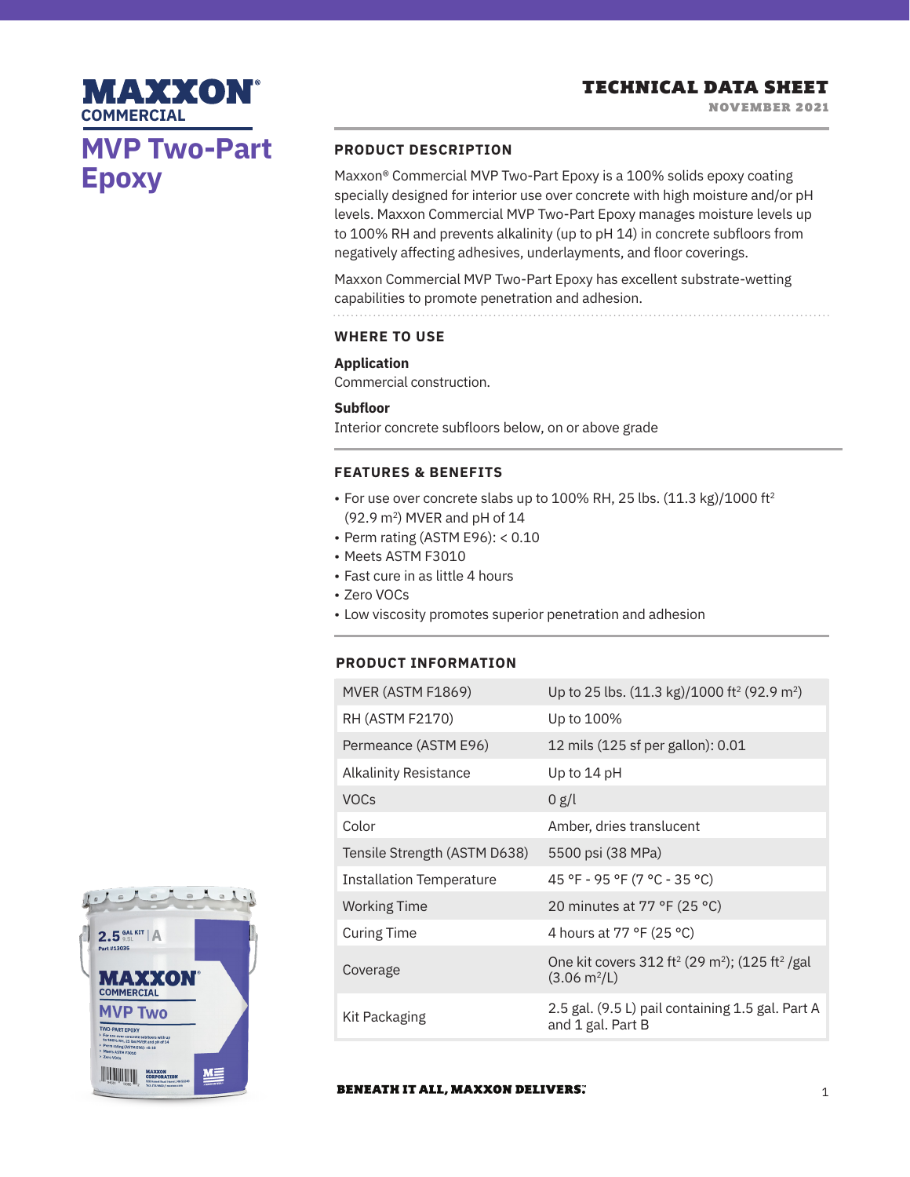# MAXXON COMMERCIAL

# MVP Two-Part Epoxy

## TECHNICAL DATA SHEET

NOVEMBER 2021

### PRODUCT DESCRIPTION

Maxxon® Commercial MVP Two-Part Epoxy is a 100% solids epoxy coating specially designed for interior use over concrete with high moisture and/or pH levels. Maxxon Commercial MVP Two-Part Epoxy manages moisture levels up to 100% RH and prevents alkalinity (up to pH 14) in concrete subfloors from negatively affecting adhesives, underlayments, and floor coverings.

Maxxon Commercial MVP Two-Part Epoxy has excellent substrate-wetting capabilities to promote penetration and adhesion.

### WHERE TO USE

**Application**
Commercial construction.

**Subfloor**
Interior concrete subfloors below, on or above grade

### FEATURES & BENEFITS

- For use over concrete slabs up to 100% RH, 25 lbs. (11.3 kg)/1000 ft² (92.9 m²) MVER and pH of 14
- Perm rating (ASTM E96): < 0.10
- Meets ASTM F3010
- Fast cure in as little 4 hours
- Zero VOCs
- Low viscosity promotes superior penetration and adhesion

### PRODUCT INFORMATION

| | |
|---|---|
| MVER (ASTM F1869) | Up to 25 lbs. (11.3 kg)/1000 ft² (92.9 m²) |
| RH (ASTM F2170) | Up to 100% |
| Permeance (ASTM E96) | 12 mils (125 sf per gallon): 0.01 |
| Alkalinity Resistance | Up to 14 pH |
| VOCs | 0 g/l |
| Color | Amber, dries translucent |
| Tensile Strength (ASTM D638) | 5500 psi (38 MPa) |
| Installation Temperature | 45 °F - 95 °F (7 °C - 35 °C) |
| Working Time | 20 minutes at 77 °F (25 °C) |
| Curing Time | 4 hours at 77 °F (25 °C) |
| Coverage | One kit covers 312 ft² (29 m²); (125 ft² /gal (3.06 m²/L) |
| Kit Packaging | 2.5 gal. (9.5 L) pail containing 1.5 gal. Part A and 1 gal. Part B |

BENEATH IT ALL, MAXXON DELIVERS.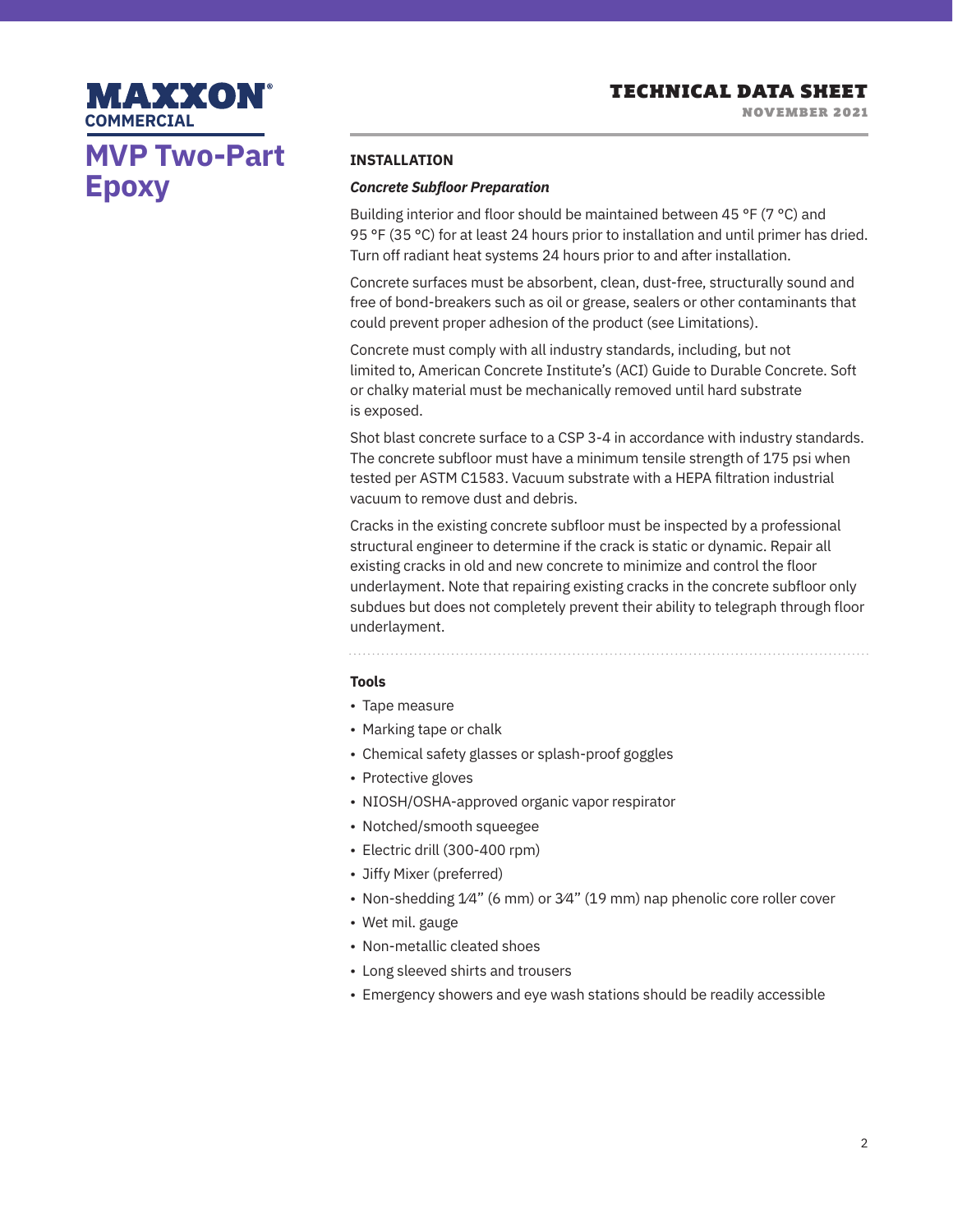## INSTALLATION

### *Concrete Subfloor Preparation*

Building interior and floor should be maintained between 45 °F (7 °C) and 95 °F (35 °C) for at least 24 hours prior to installation and until primer has dried. Turn off radiant heat systems 24 hours prior to and after installation.

Concrete surfaces must be absorbent, clean, dust-free, structurally sound and free of bond-breakers such as oil or grease, sealers or other contaminants that could prevent proper adhesion of the product (see Limitations).

Concrete must comply with all industry standards, including, but not limited to, American Concrete Institute's (ACI) Guide to Durable Concrete. Soft or chalky material must be mechanically removed until hard substrate is exposed.

Shot blast concrete surface to a CSP 3-4 in accordance with industry standards. The concrete subfloor must have a minimum tensile strength of 175 psi when tested per ASTM C1583. Vacuum substrate with a HEPA filtration industrial vacuum to remove dust and debris.

Cracks in the existing concrete subfloor must be inspected by a professional structural engineer to determine if the crack is static or dynamic. Repair all existing cracks in old and new concrete to minimize and control the floor underlayment. Note that repairing existing cracks in the concrete subfloor only subdues but does not completely prevent their ability to telegraph through floor underlayment.

### Tools

- Tape measure
- Marking tape or chalk
- Chemical safety glasses or splash-proof goggles
- Protective gloves
- NIOSH/OSHA-approved organic vapor respirator
- Notched/smooth squeegee
- Electric drill (300-400 rpm)
- Jiffy Mixer (preferred)
- Non-shedding 1⁄4" (6 mm) or 3⁄4" (19 mm) nap phenolic core roller cover
- Wet mil. gauge
- Non-metallic cleated shoes
- Long sleeved shirts and trousers
- Emergency showers and eye wash stations should be readily accessible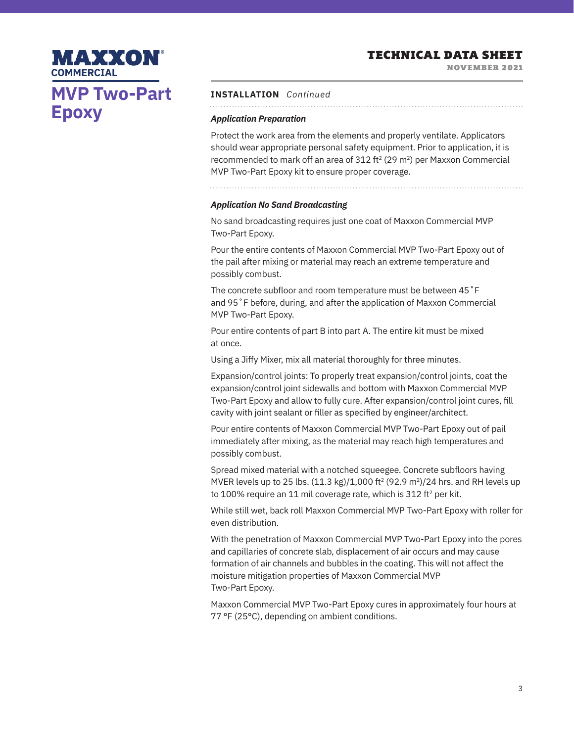## INSTALLATION *Continued*

### *Application Preparation*

Protect the work area from the elements and properly ventilate. Applicators should wear appropriate personal safety equipment. Prior to application, it is recommended to mark off an area of 312 ft$^2$ (29 m$^2$) per Maxxon Commercial MVP Two-Part Epoxy kit to ensure proper coverage.

### *Application No Sand Broadcasting*

No sand broadcasting requires just one coat of Maxxon Commercial MVP Two-Part Epoxy.

Pour the entire contents of Maxxon Commercial MVP Two-Part Epoxy out of the pail after mixing or material may reach an extreme temperature and possibly combust.

The concrete subfloor and room temperature must be between 45˚F and 95˚F before, during, and after the application of Maxxon Commercial MVP Two-Part Epoxy.

Pour entire contents of part B into part A. The entire kit must be mixed at once.

Using a Jiffy Mixer, mix all material thoroughly for three minutes.

Expansion/control joints: To properly treat expansion/control joints, coat the expansion/control joint sidewalls and bottom with Maxxon Commercial MVP Two-Part Epoxy and allow to fully cure. After expansion/control joint cures, fill cavity with joint sealant or filler as specified by engineer/architect.

Pour entire contents of Maxxon Commercial MVP Two-Part Epoxy out of pail immediately after mixing, as the material may reach high temperatures and possibly combust.

Spread mixed material with a notched squeegee. Concrete subfloors having MVER levels up to 25 lbs. (11.3 kg)/1,000 ft$^2$ (92.9 m$^2$)/24 hrs. and RH levels up to 100% require an 11 mil coverage rate, which is 312 ft$^2$ per kit.

While still wet, back roll Maxxon Commercial MVP Two-Part Epoxy with roller for even distribution.

With the penetration of Maxxon Commercial MVP Two-Part Epoxy into the pores and capillaries of concrete slab, displacement of air occurs and may cause formation of air channels and bubbles in the coating. This will not affect the moisture mitigation properties of Maxxon Commercial MVP Two-Part Epoxy.

Maxxon Commercial MVP Two-Part Epoxy cures in approximately four hours at 77 °F (25°C), depending on ambient conditions.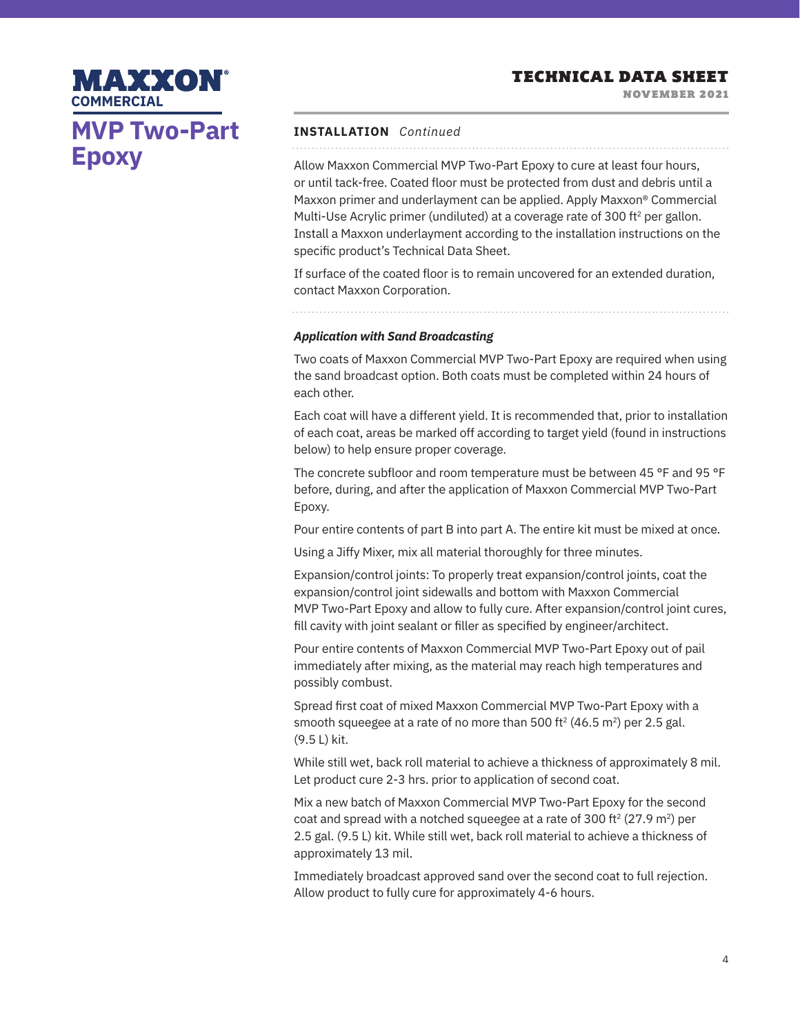## INSTALLATION *Continued*

Allow Maxxon Commercial MVP Two-Part Epoxy to cure at least four hours, or until tack-free. Coated floor must be protected from dust and debris until a Maxxon primer and underlayment can be applied. Apply Maxxon® Commercial Multi-Use Acrylic primer (undiluted) at a coverage rate of 300 ft² per gallon. Install a Maxxon underlayment according to the installation instructions on the specific product's Technical Data Sheet.

If surface of the coated floor is to remain uncovered for an extended duration, contact Maxxon Corporation.

### *Application with Sand Broadcasting*

Two coats of Maxxon Commercial MVP Two-Part Epoxy are required when using the sand broadcast option. Both coats must be completed within 24 hours of each other.

Each coat will have a different yield. It is recommended that, prior to installation of each coat, areas be marked off according to target yield (found in instructions below) to help ensure proper coverage.

The concrete subfloor and room temperature must be between 45 °F and 95 °F before, during, and after the application of Maxxon Commercial MVP Two-Part Epoxy.

Pour entire contents of part B into part A. The entire kit must be mixed at once.

Using a Jiffy Mixer, mix all material thoroughly for three minutes.

Expansion/control joints: To properly treat expansion/control joints, coat the expansion/control joint sidewalls and bottom with Maxxon Commercial MVP Two-Part Epoxy and allow to fully cure. After expansion/control joint cures, fill cavity with joint sealant or filler as specified by engineer/architect.

Pour entire contents of Maxxon Commercial MVP Two-Part Epoxy out of pail immediately after mixing, as the material may reach high temperatures and possibly combust.

Spread first coat of mixed Maxxon Commercial MVP Two-Part Epoxy with a smooth squeegee at a rate of no more than 500 ft² (46.5 m²) per 2.5 gal. (9.5 L) kit.

While still wet, back roll material to achieve a thickness of approximately 8 mil. Let product cure 2-3 hrs. prior to application of second coat.

Mix a new batch of Maxxon Commercial MVP Two-Part Epoxy for the second coat and spread with a notched squeegee at a rate of 300 ft² (27.9 m²) per 2.5 gal. (9.5 L) kit. While still wet, back roll material to achieve a thickness of approximately 13 mil.

Immediately broadcast approved sand over the second coat to full rejection. Allow product to fully cure for approximately 4-6 hours.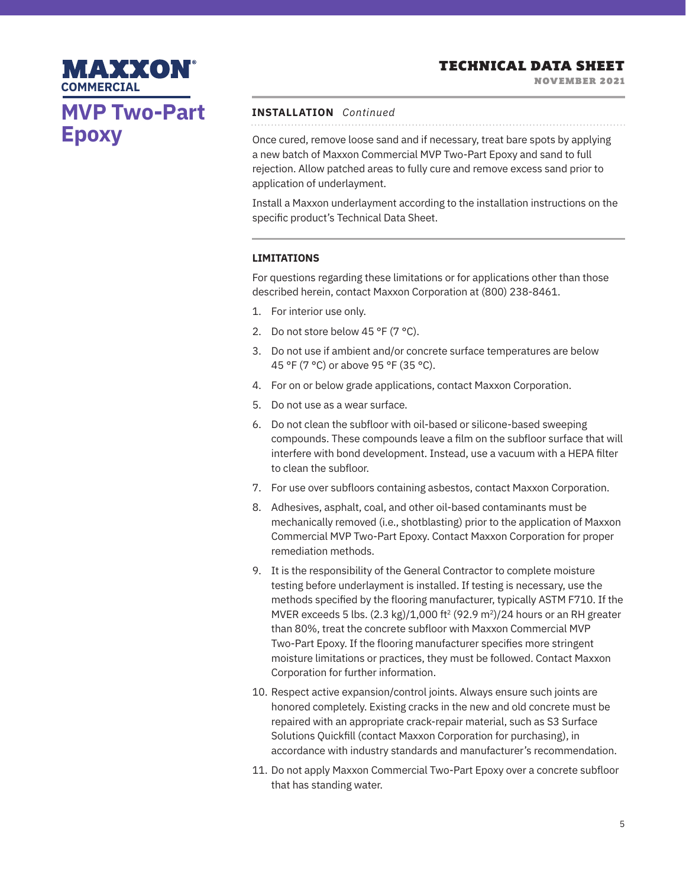# MVP Two-Part Epoxy

## INSTALLATION *Continued*

Once cured, remove loose sand and if necessary, treat bare spots by applying a new batch of Maxxon Commercial MVP Two-Part Epoxy and sand to full rejection. Allow patched areas to fully cure and remove excess sand prior to application of underlayment.

Install a Maxxon underlayment according to the installation instructions on the specific product's Technical Data Sheet.

## LIMITATIONS

For questions regarding these limitations or for applications other than those described herein, contact Maxxon Corporation at (800) 238-8461.

1. For interior use only.
2. Do not store below 45 °F (7 °C).
3. Do not use if ambient and/or concrete surface temperatures are below 45 °F (7 °C) or above 95 °F (35 °C).
4. For on or below grade applications, contact Maxxon Corporation.
5. Do not use as a wear surface.
6. Do not clean the subfloor with oil-based or silicone-based sweeping compounds. These compounds leave a film on the subfloor surface that will interfere with bond development. Instead, use a vacuum with a HEPA filter to clean the subfloor.
7. For use over subfloors containing asbestos, contact Maxxon Corporation.
8. Adhesives, asphalt, coal, and other oil-based contaminants must be mechanically removed (i.e., shotblasting) prior to the application of Maxxon Commercial MVP Two-Part Epoxy. Contact Maxxon Corporation for proper remediation methods.
9. It is the responsibility of the General Contractor to complete moisture testing before underlayment is installed. If testing is necessary, use the methods specified by the flooring manufacturer, typically ASTM F710. If the MVER exceeds 5 lbs. (2.3 kg)/1,000 ft$^2$ (92.9 m$^2$)/24 hours or an RH greater than 80%, treat the concrete subfloor with Maxxon Commercial MVP Two-Part Epoxy. If the flooring manufacturer specifies more stringent moisture limitations or practices, they must be followed. Contact Maxxon Corporation for further information.
10. Respect active expansion/control joints. Always ensure such joints are honored completely. Existing cracks in the new and old concrete must be repaired with an appropriate crack-repair material, such as S3 Surface Solutions Quickfill (contact Maxxon Corporation for purchasing), in accordance with industry standards and manufacturer's recommendation.
11. Do not apply Maxxon Commercial Two-Part Epoxy over a concrete subfloor that has standing water.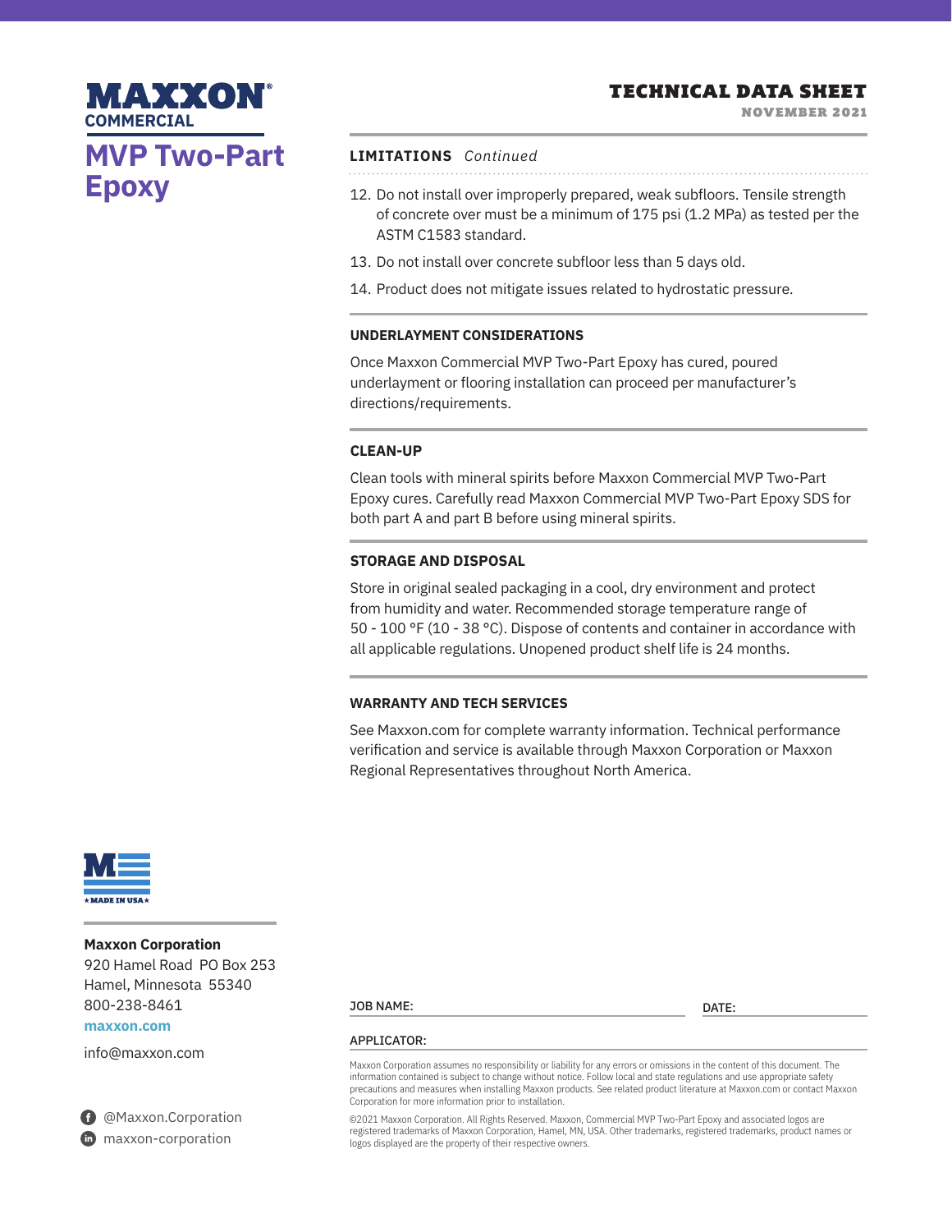# MAXXON COMMERCIAL

## MVP Two-Part Epoxy

**TECHNICAL DATA SHEET**
NOVEMBER 2021

### LIMITATIONS *Continued*

12. Do not install over improperly prepared, weak subfloors. Tensile strength of concrete over must be a minimum of 175 psi (1.2 MPa) as tested per the ASTM C1583 standard.
13. Do not install over concrete subfloor less than 5 days old.
14. Product does not mitigate issues related to hydrostatic pressure.

### UNDERLAYMENT CONSIDERATIONS

Once Maxxon Commercial MVP Two-Part Epoxy has cured, poured underlayment or flooring installation can proceed per manufacturer's directions/requirements.

### CLEAN-UP

Clean tools with mineral spirits before Maxxon Commercial MVP Two-Part Epoxy cures. Carefully read Maxxon Commercial MVP Two-Part Epoxy SDS for both part A and part B before using mineral spirits.

### STORAGE AND DISPOSAL

Store in original sealed packaging in a cool, dry environment and protect from humidity and water. Recommended storage temperature range of 50 - 100 °F (10 - 38 °C). Dispose of contents and container in accordance with all applicable regulations. Unopened product shelf life is 24 months.

### WARRANTY AND TECH SERVICES

See Maxxon.com for complete warranty information. Technical performance verification and service is available through Maxxon Corporation or Maxxon Regional Representatives throughout North America.

★MADE IN USA★

**Maxxon Corporation**
920 Hamel Road PO Box 253
Hamel, Minnesota 55340
800-238-8461
**maxxon.com**
info@maxxon.com

@Maxxon.Corporation
maxxon-corporation

JOB NAME: DATE:

APPLICATOR:

Maxxon Corporation assumes no responsibility or liability for any errors or omissions in the content of this document. The information contained is subject to change without notice. Follow local and state regulations and use appropriate safety precautions and measures when installing Maxxon products. See related product literature at Maxxon.com or contact Maxxon Corporation for more information prior to installation.

©2021 Maxxon Corporation. All Rights Reserved. Maxxon, Commercial MVP Two-Part Epoxy and associated logos are registered trademarks of Maxxon Corporation, Hamel, MN, USA. Other trademarks, registered trademarks, product names or logos displayed are the property of their respective owners.